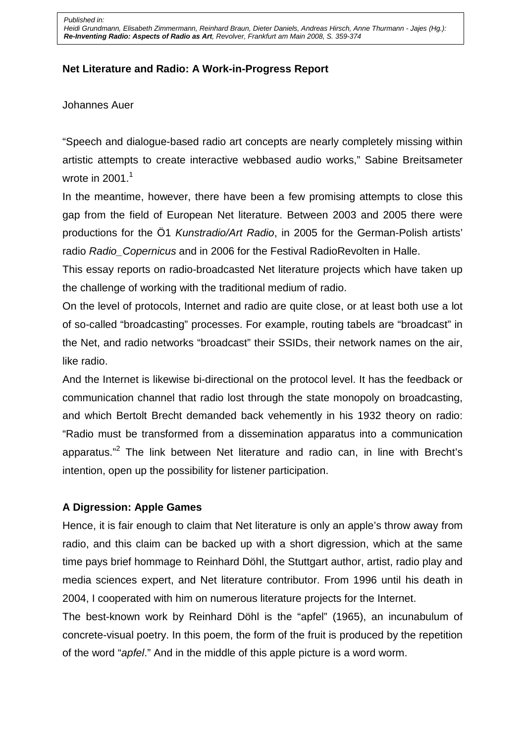*Published in:*
*Heidi Grundmann, Elisabeth Zimmermann, Reinhard Braun, Dieter Daniels, Andreas Hirsch, Anne Thurmann - Jajes (Hg.):*
***Re-Inventing Radio: Aspects of Radio as Art**, Revolver, Frankfurt am Main 2008, S. 359-374*

## Net Literature and Radio: A Work-in-Progress Report

Johannes Auer

"Speech and dialogue-based radio art concepts are nearly completely missing within artistic attempts to create interactive webbased audio works," Sabine Breitsameter wrote in 2001.[1]

In the meantime, however, there have been a few promising attempts to close this gap from the field of European Net literature. Between 2003 and 2005 there were productions for the Ö1 *Kunstradio/Art Radio*, in 2005 for the German-Polish artists' radio *Radio_Copernicus* and in 2006 for the Festival RadioRevolten in Halle.

This essay reports on radio-broadcasted Net literature projects which have taken up the challenge of working with the traditional medium of radio.

On the level of protocols, Internet and radio are quite close, or at least both use a lot of so-called "broadcasting" processes. For example, routing tabels are "broadcast" in the Net, and radio networks "broadcast" their SSIDs, their network names on the air, like radio.

And the Internet is likewise bi-directional on the protocol level. It has the feedback or communication channel that radio lost through the state monopoly on broadcasting, and which Bertolt Brecht demanded back vehemently in his 1932 theory on radio: "Radio must be transformed from a dissemination apparatus into a communication apparatus."[2] The link between Net literature and radio can, in line with Brecht's intention, open up the possibility for listener participation.

### A Digression: Apple Games

Hence, it is fair enough to claim that Net literature is only an apple's throw away from radio, and this claim can be backed up with a short digression, which at the same time pays brief hommage to Reinhard Döhl, the Stuttgart author, artist, radio play and media sciences expert, and Net literature contributor. From 1996 until his death in 2004, I cooperated with him on numerous literature projects for the Internet.

The best-known work by Reinhard Döhl is the "apfel" (1965), an incunabulum of concrete-visual poetry. In this poem, the form of the fruit is produced by the repetition of the word "*apfel*." And in the middle of this apple picture is a word worm.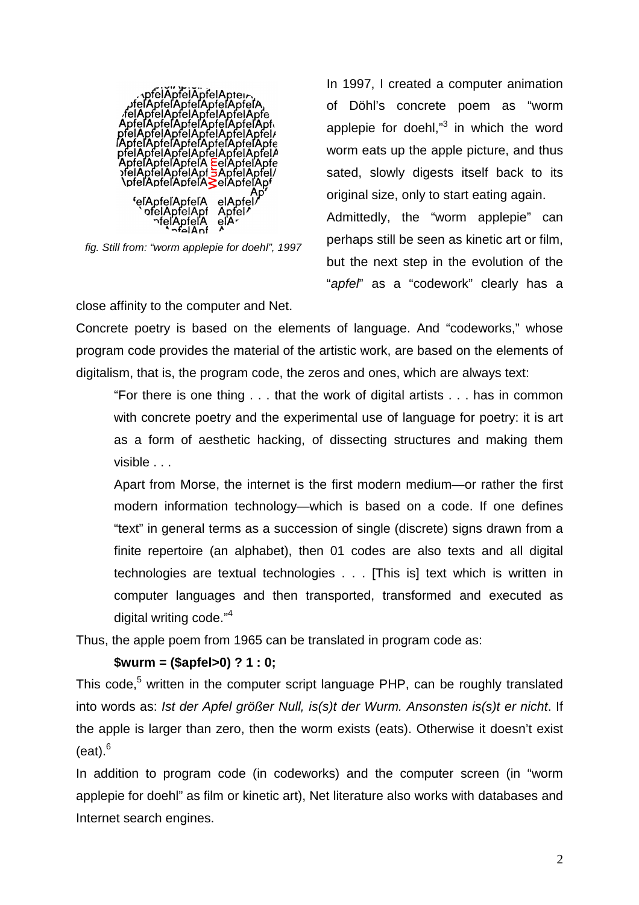fig. Still from: “worm applepie for doehl”, 1997

In 1997, I created a computer animation of Döhl’s concrete poem as “worm applepie for doehl,”[3] in which the word worm eats up the apple picture, and thus sated, slowly digests itself back to its original size, only to start eating again. Admittedly, the “worm applepie” can perhaps still be seen as kinetic art or film, but the next step in the evolution of the “*apfel*” as a “codework” clearly has a close affinity to the computer and Net.

Concrete poetry is based on the elements of language. And “codeworks,” whose program code provides the material of the artistic work, are based on the elements of digitalism, that is, the program code, the zeros and ones, which are always text:

> “For there is one thing . . . that the work of digital artists . . . has in common with concrete poetry and the experimental use of language for poetry: it is art as a form of aesthetic hacking, of dissecting structures and making them visible . . .
>
> Apart from Morse, the internet is the first modern medium—or rather the first modern information technology—which is based on a code. If one defines “text” in general terms as a succession of single (discrete) signs drawn from a finite repertoire (an alphabet), then 01 codes are also texts and all digital technologies are textual technologies . . . [This is] text which is written in computer languages and then transported, transformed and executed as digital writing code.”[4]

Thus, the apple poem from 1965 can be translated in program code as:

```
$wurm = ($apfel>0) ? 1 : 0;
```

This code,[5] written in the computer script language PHP, can be roughly translated into words as: *Ist der Apfel größer Null, is(s)t der Wurm. Ansonsten is(s)t er nicht*. If the apple is larger than zero, then the worm exists (eats). Otherwise it doesn’t exist (eat).[6]

In addition to program code (in codeworks) and the computer screen (in “worm applepie for doehl” as film or kinetic art), Net literature also works with databases and Internet search engines.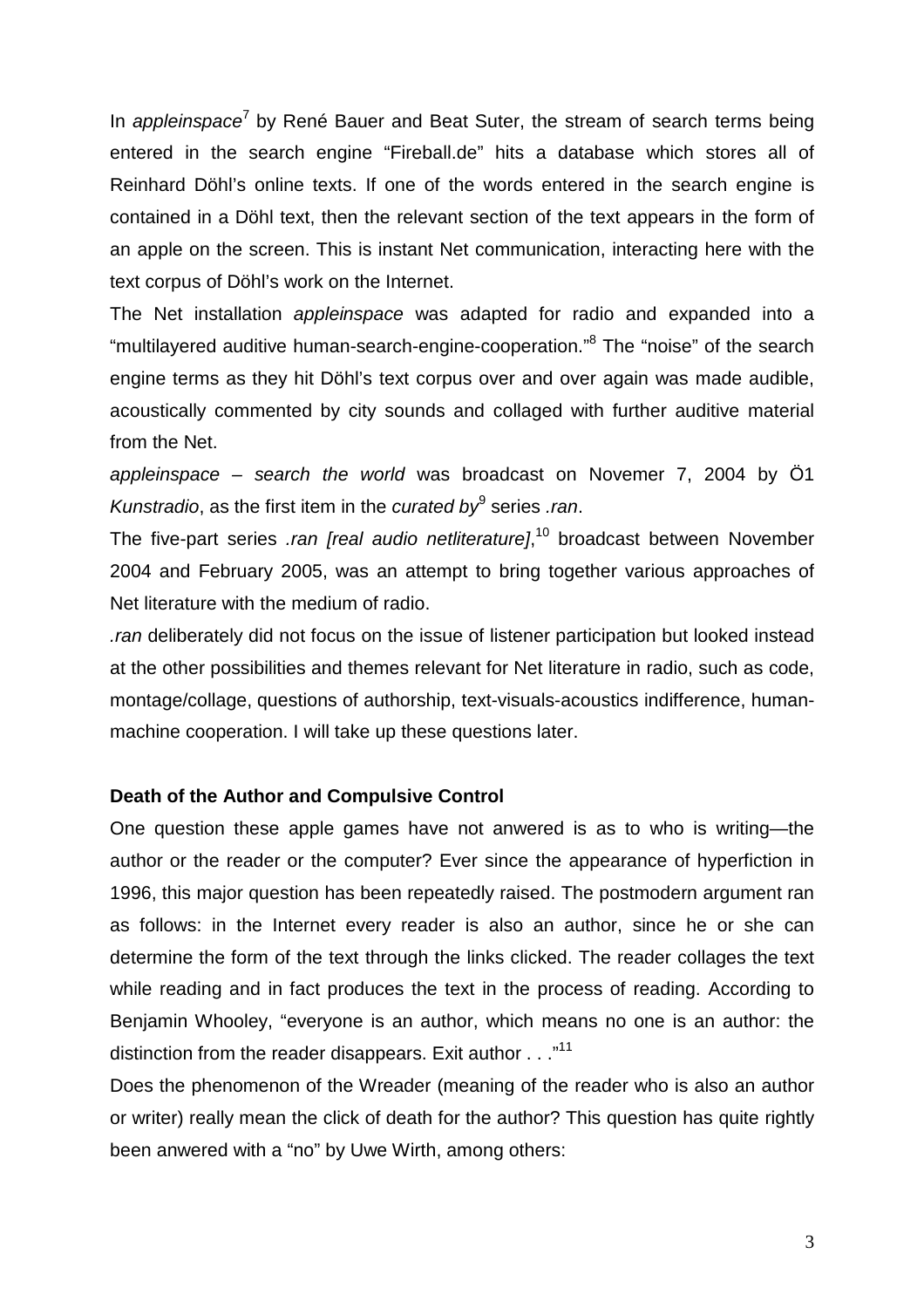In *appleinspace*[7] by René Bauer and Beat Suter, the stream of search terms being entered in the search engine "Fireball.de" hits a database which stores all of Reinhard Döhl's online texts. If one of the words entered in the search engine is contained in a Döhl text, then the relevant section of the text appears in the form of an apple on the screen. This is instant Net communication, interacting here with the text corpus of Döhl's work on the Internet.

The Net installation *appleinspace* was adapted for radio and expanded into a "multilayered auditive human-search-engine-cooperation."[8] The "noise" of the search engine terms as they hit Döhl's text corpus over and over again was made audible, acoustically commented by city sounds and collaged with further auditive material from the Net.

*appleinspace – search the world* was broadcast on Novemer 7, 2004 by Ö1 *Kunstradio*, as the first item in the *curated by*[9] series *.ran*.

The five-part series *.ran [real audio netliterature]*,[10] broadcast between November 2004 and February 2005, was an attempt to bring together various approaches of Net literature with the medium of radio.

*.ran* deliberately did not focus on the issue of listener participation but looked instead at the other possibilities and themes relevant for Net literature in radio, such as code, montage/collage, questions of authorship, text-visuals-acoustics indifference, human-machine cooperation. I will take up these questions later.

**Death of the Author and Compulsive Control**

One question these apple games have not anwered is as to who is writing—the author or the reader or the computer? Ever since the appearance of hyperfiction in 1996, this major question has been repeatedly raised. The postmodern argument ran as follows: in the Internet every reader is also an author, since he or she can determine the form of the text through the links clicked. The reader collages the text while reading and in fact produces the text in the process of reading. According to Benjamin Whooley, "everyone is an author, which means no one is an author: the distinction from the reader disappears. Exit author . . ."[11]

Does the phenomenon of the Wreader (meaning of the reader who is also an author or writer) really mean the click of death for the author? This question has quite rightly been anwered with a "no" by Uwe Wirth, among others: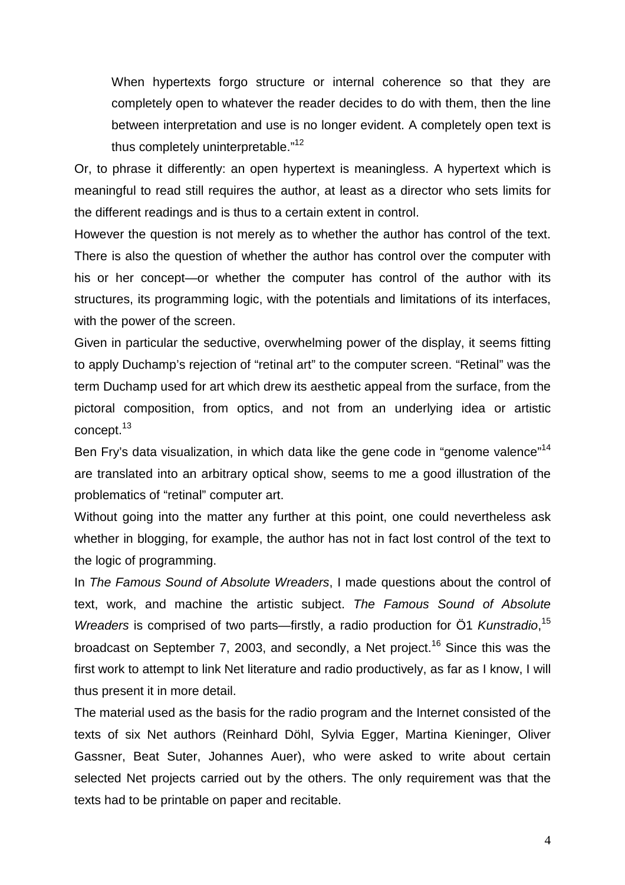> When hypertexts forgo structure or internal coherence so that they are completely open to whatever the reader decides to do with them, then the line between interpretation and use is no longer evident. A completely open text is thus completely uninterpretable."[12]

Or, to phrase it differently: an open hypertext is meaningless. A hypertext which is meaningful to read still requires the author, at least as a director who sets limits for the different readings and is thus to a certain extent in control.

However the question is not merely as to whether the author has control of the text. There is also the question of whether the author has control over the computer with his or her concept—or whether the computer has control of the author with its structures, its programming logic, with the potentials and limitations of its interfaces, with the power of the screen.

Given in particular the seductive, overwhelming power of the display, it seems fitting to apply Duchamp's rejection of "retinal art" to the computer screen. "Retinal" was the term Duchamp used for art which drew its aesthetic appeal from the surface, from the pictoral composition, from optics, and not from an underlying idea or artistic concept.[13]

Ben Fry's data visualization, in which data like the gene code in "genome valence"[14] are translated into an arbitrary optical show, seems to me a good illustration of the problematics of "retinal" computer art.

Without going into the matter any further at this point, one could nevertheless ask whether in blogging, for example, the author has not in fact lost control of the text to the logic of programming.

In *The Famous Sound of Absolute Wreaders*, I made questions about the control of text, work, and machine the artistic subject. *The Famous Sound of Absolute Wreaders* is comprised of two parts—firstly, a radio production for Ö1 *Kunstradio*,[15] broadcast on September 7, 2003, and secondly, a Net project.[16] Since this was the first work to attempt to link Net literature and radio productively, as far as I know, I will thus present it in more detail.

The material used as the basis for the radio program and the Internet consisted of the texts of six Net authors (Reinhard Döhl, Sylvia Egger, Martina Kieninger, Oliver Gassner, Beat Suter, Johannes Auer), who were asked to write about certain selected Net projects carried out by the others. The only requirement was that the texts had to be printable on paper and recitable.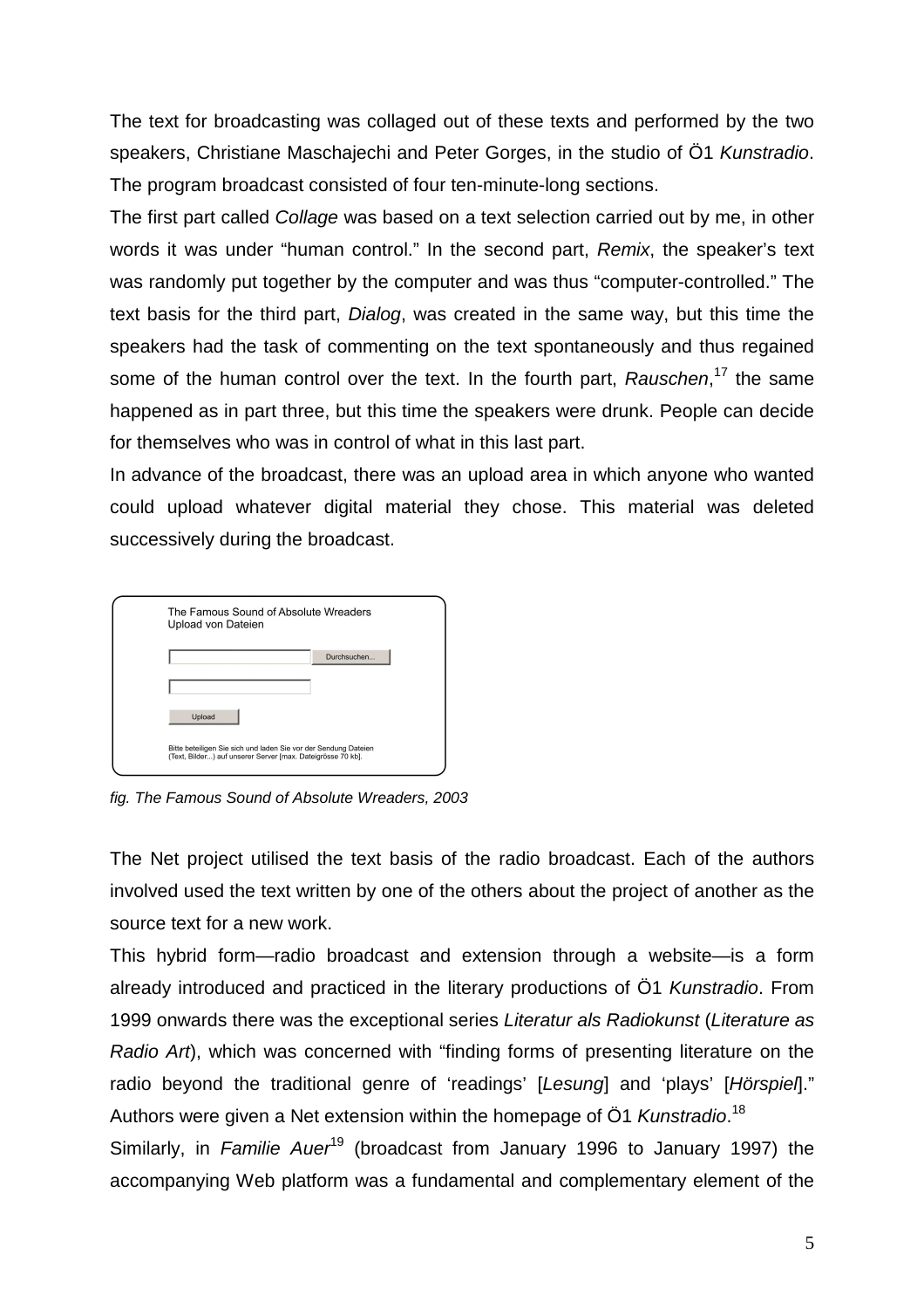The text for broadcasting was collaged out of these texts and performed by the two speakers, Christiane Maschajechi and Peter Gorges, in the studio of Ö1 *Kunstradio*. The program broadcast consisted of four ten-minute-long sections.

The first part called *Collage* was based on a text selection carried out by me, in other words it was under "human control." In the second part, *Remix*, the speaker's text was randomly put together by the computer and was thus "computer-controlled." The text basis for the third part, *Dialog*, was created in the same way, but this time the speakers had the task of commenting on the text spontaneously and thus regained some of the human control over the text. In the fourth part, *Rauschen*,[17] the same happened as in part three, but this time the speakers were drunk. People can decide for themselves who was in control of what in this last part.

In advance of the broadcast, there was an upload area in which anyone who wanted could upload whatever digital material they chose. This material was deleted successively during the broadcast.

*fig. The Famous Sound of Absolute Wreaders, 2003*

The Net project utilised the text basis of the radio broadcast. Each of the authors involved used the text written by one of the others about the project of another as the source text for a new work.

This hybrid form—radio broadcast and extension through a website—is a form already introduced and practiced in the literary productions of Ö1 *Kunstradio*. From 1999 onwards there was the exceptional series *Literatur als Radiokunst* (*Literature as Radio Art*), which was concerned with "finding forms of presenting literature on the radio beyond the traditional genre of 'readings' [*Lesung*] and 'plays' [*Hörspiel*]." Authors were given a Net extension within the homepage of Ö1 *Kunstradio*.[18]

Similarly, in *Familie Auer*[19] (broadcast from January 1996 to January 1997) the accompanying Web platform was a fundamental and complementary element of the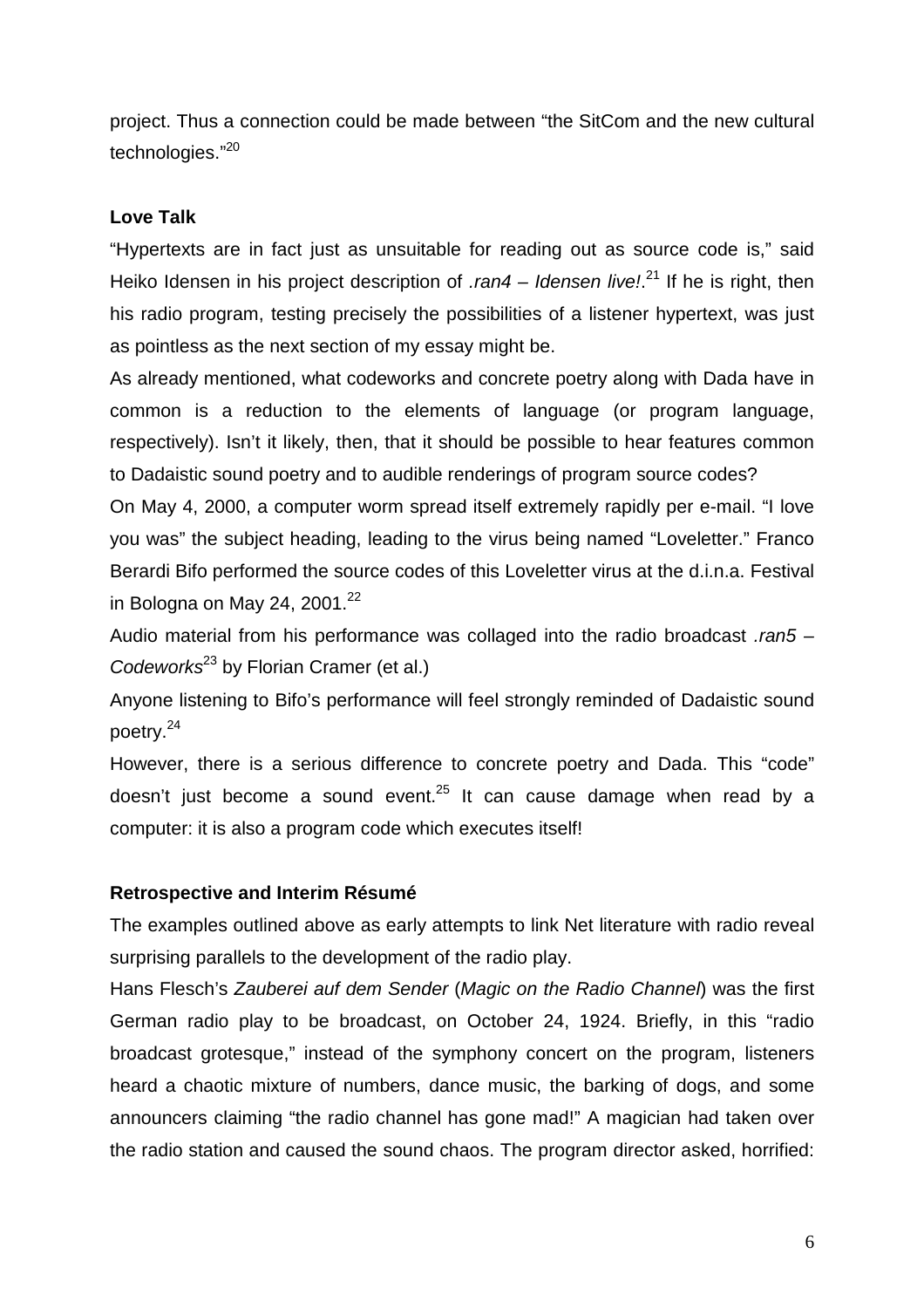project. Thus a connection could be made between "the SitCom and the new cultural technologies."[20]

## Love Talk

"Hypertexts are in fact just as unsuitable for reading out as source code is," said Heiko Idensen in his project description of *.ran4 – Idensen live!*.[21] If he is right, then his radio program, testing precisely the possibilities of a listener hypertext, was just as pointless as the next section of my essay might be.

As already mentioned, what codeworks and concrete poetry along with Dada have in common is a reduction to the elements of language (or program language, respectively). Isn't it likely, then, that it should be possible to hear features common to Dadaistic sound poetry and to audible renderings of program source codes?

On May 4, 2000, a computer worm spread itself extremely rapidly per e-mail. "I love you was" the subject heading, leading to the virus being named "Loveletter." Franco Berardi Bifo performed the source codes of this Loveletter virus at the d.i.n.a. Festival in Bologna on May 24, 2001.[22]

Audio material from his performance was collaged into the radio broadcast *.ran5 – Codeworks*[23] by Florian Cramer (et al.)

Anyone listening to Bifo's performance will feel strongly reminded of Dadaistic sound poetry.[24]

However, there is a serious difference to concrete poetry and Dada. This "code" doesn't just become a sound event.[25] It can cause damage when read by a computer: it is also a program code which executes itself!

## Retrospective and Interim Résumé

The examples outlined above as early attempts to link Net literature with radio reveal surprising parallels to the development of the radio play.

Hans Flesch's *Zauberei auf dem Sender* (*Magic on the Radio Channel*) was the first German radio play to be broadcast, on October 24, 1924. Briefly, in this "radio broadcast grotesque," instead of the symphony concert on the program, listeners heard a chaotic mixture of numbers, dance music, the barking of dogs, and some announcers claiming "the radio channel has gone mad!" A magician had taken over the radio station and caused the sound chaos. The program director asked, horrified: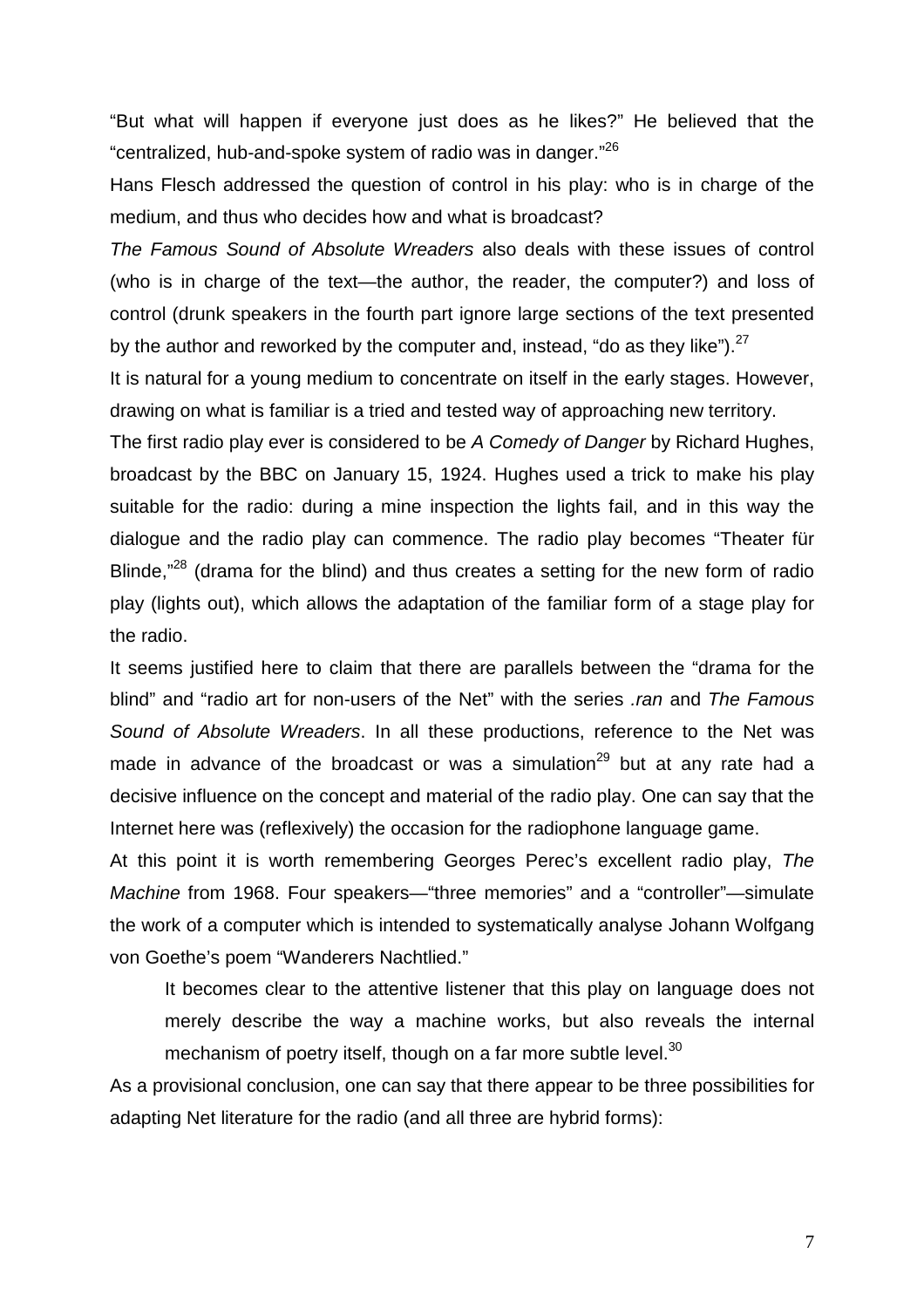"But what will happen if everyone just does as he likes?" He believed that the "centralized, hub-and-spoke system of radio was in danger."[26]

Hans Flesch addressed the question of control in his play: who is in charge of the medium, and thus who decides how and what is broadcast?

*The Famous Sound of Absolute Wreaders* also deals with these issues of control (who is in charge of the text—the author, the reader, the computer?) and loss of control (drunk speakers in the fourth part ignore large sections of the text presented by the author and reworked by the computer and, instead, "do as they like").[27]

It is natural for a young medium to concentrate on itself in the early stages. However, drawing on what is familiar is a tried and tested way of approaching new territory.

The first radio play ever is considered to be *A Comedy of Danger* by Richard Hughes, broadcast by the BBC on January 15, 1924. Hughes used a trick to make his play suitable for the radio: during a mine inspection the lights fail, and in this way the dialogue and the radio play can commence. The radio play becomes "Theater für Blinde,"[28] (drama for the blind) and thus creates a setting for the new form of radio play (lights out), which allows the adaptation of the familiar form of a stage play for the radio.

It seems justified here to claim that there are parallels between the "drama for the blind" and "radio art for non-users of the Net" with the series *.ran* and *The Famous Sound of Absolute Wreaders*. In all these productions, reference to the Net was made in advance of the broadcast or was a simulation[29] but at any rate had a decisive influence on the concept and material of the radio play. One can say that the Internet here was (reflexively) the occasion for the radiophone language game.

At this point it is worth remembering Georges Perec's excellent radio play, *The Machine* from 1968. Four speakers—"three memories" and a "controller"—simulate the work of a computer which is intended to systematically analyse Johann Wolfgang von Goethe's poem "Wanderers Nachtlied."

> It becomes clear to the attentive listener that this play on language does not merely describe the way a machine works, but also reveals the internal mechanism of poetry itself, though on a far more subtle level.[30]

As a provisional conclusion, one can say that there appear to be three possibilities for adapting Net literature for the radio (and all three are hybrid forms):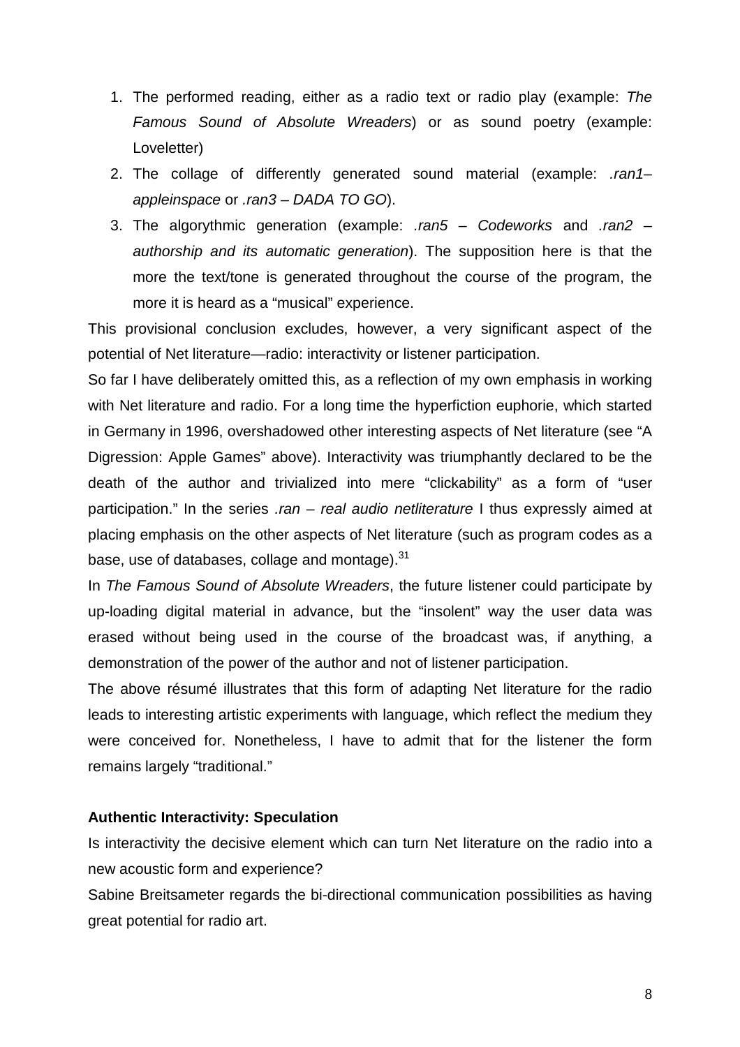1. The performed reading, either as a radio text or radio play (example: *The Famous Sound of Absolute Wreaders*) or as sound poetry (example: Loveletter)
2. The collage of differently generated sound material (example: *.ran1– appleinspace* or *.ran3 – DADA TO GO*).
3. The algorythmic generation (example: *.ran5 – Codeworks* and *.ran2 – authorship and its automatic generation*). The supposition here is that the more the text/tone is generated throughout the course of the program, the more it is heard as a "musical" experience.

This provisional conclusion excludes, however, a very significant aspect of the potential of Net literature—radio: interactivity or listener participation.

So far I have deliberately omitted this, as a reflection of my own emphasis in working with Net literature and radio. For a long time the hyperfiction euphorie, which started in Germany in 1996, overshadowed other interesting aspects of Net literature (see "A Digression: Apple Games" above). Interactivity was triumphantly declared to be the death of the author and trivialized into mere "clickability" as a form of "user participation." In the series *.ran – real audio netliterature* I thus expressly aimed at placing emphasis on the other aspects of Net literature (such as program codes as a base, use of databases, collage and montage).[31]

In *The Famous Sound of Absolute Wreaders*, the future listener could participate by up-loading digital material in advance, but the "insolent" way the user data was erased without being used in the course of the broadcast was, if anything, a demonstration of the power of the author and not of listener participation.

The above résumé illustrates that this form of adapting Net literature for the radio leads to interesting artistic experiments with language, which reflect the medium they were conceived for. Nonetheless, I have to admit that for the listener the form remains largely "traditional."

**Authentic Interactivity: Speculation**

Is interactivity the decisive element which can turn Net literature on the radio into a new acoustic form and experience?

Sabine Breitsameter regards the bi-directional communication possibilities as having great potential for radio art.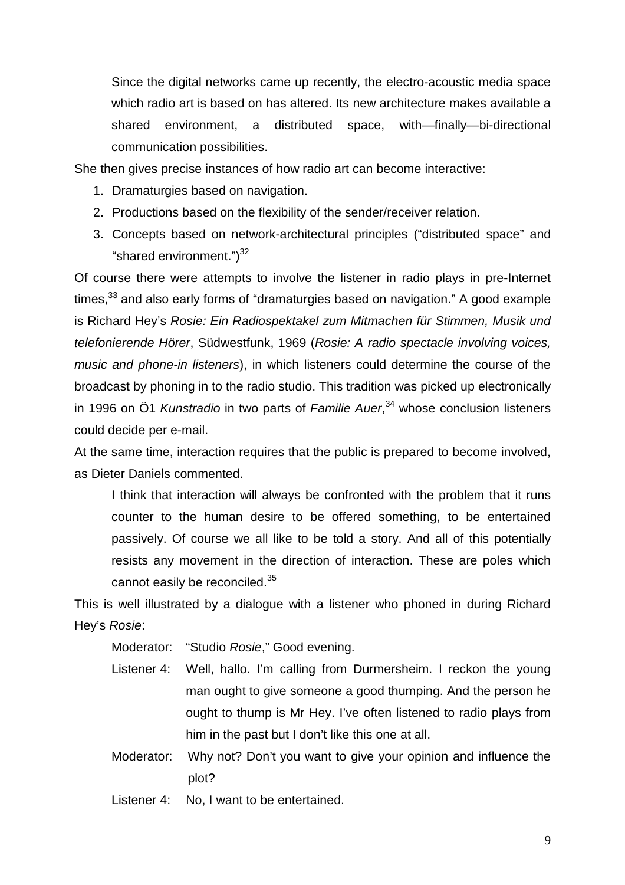> Since the digital networks came up recently, the electro-acoustic media space which radio art is based on has altered. Its new architecture makes available a shared environment, a distributed space, with—finally—bi-directional communication possibilities.

She then gives precise instances of how radio art can become interactive:

1. Dramaturgies based on navigation.
2. Productions based on the flexibility of the sender/receiver relation.
3. Concepts based on network-architectural principles ("distributed space" and "shared environment.")[32]

Of course there were attempts to involve the listener in radio plays in pre-Internet times,[33] and also early forms of "dramaturgies based on navigation." A good example is Richard Hey's *Rosie: Ein Radiospektakel zum Mitmachen für Stimmen, Musik und telefonierende Hörer*, Südwestfunk, 1969 (*Rosie: A radio spectacle involving voices, music and phone-in listeners*), in which listeners could determine the course of the broadcast by phoning in to the radio studio. This tradition was picked up electronically in 1996 on Ö1 *Kunstradio* in two parts of *Familie Auer*,[34] whose conclusion listeners could decide per e-mail.

At the same time, interaction requires that the public is prepared to become involved, as Dieter Daniels commented.

> I think that interaction will always be confronted with the problem that it runs counter to the human desire to be offered something, to be entertained passively. Of course we all like to be told a story. And all of this potentially resists any movement in the direction of interaction. These are poles which cannot easily be reconciled.[35]

This is well illustrated by a dialogue with a listener who phoned in during Richard Hey's *Rosie*:

> Moderator: "Studio *Rosie*," Good evening.
>
> Listener 4: Well, hallo. I'm calling from Durmersheim. I reckon the young man ought to give someone a good thumping. And the person he ought to thump is Mr Hey. I've often listened to radio plays from him in the past but I don't like this one at all.
>
> Moderator: Why not? Don't you want to give your opinion and influence the plot?
>
> Listener 4: No, I want to be entertained.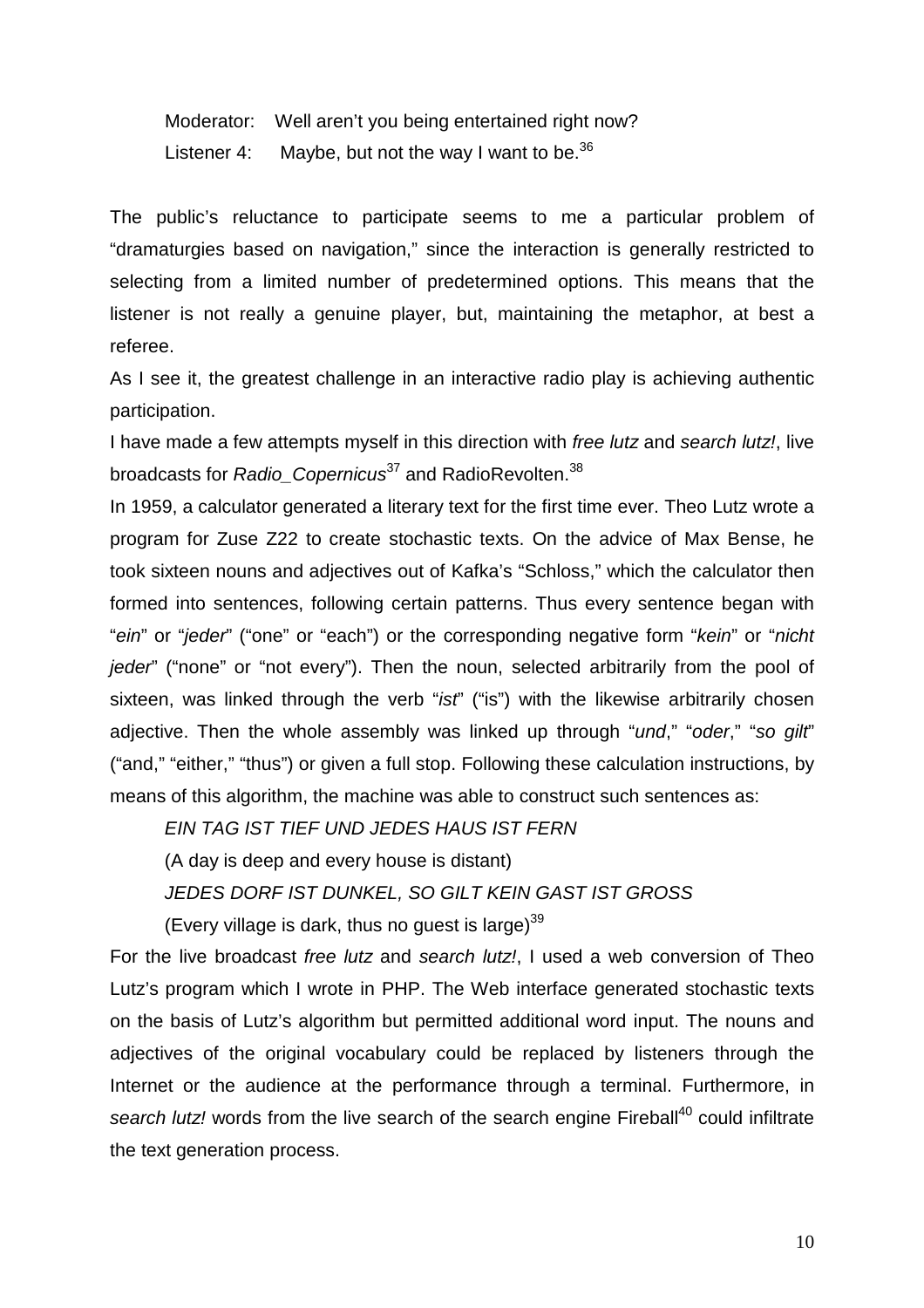Moderator: Well aren't you being entertained right now?

Listener 4: Maybe, but not the way I want to be.[36]

The public's reluctance to participate seems to me a particular problem of "dramaturgies based on navigation," since the interaction is generally restricted to selecting from a limited number of predetermined options. This means that the listener is not really a genuine player, but, maintaining the metaphor, at best a referee.

As I see it, the greatest challenge in an interactive radio play is achieving authentic participation.

I have made a few attempts myself in this direction with *free lutz* and *search lutz!*, live broadcasts for *Radio_Copernicus*[37] and RadioRevolten.[38]

In 1959, a calculator generated a literary text for the first time ever. Theo Lutz wrote a program for Zuse Z22 to create stochastic texts. On the advice of Max Bense, he took sixteen nouns and adjectives out of Kafka's "Schloss," which the calculator then formed into sentences, following certain patterns. Thus every sentence began with "*ein*" or "*jeder*" ("one" or "each") or the corresponding negative form "*kein*" or "*nicht jeder*" ("none" or "not every"). Then the noun, selected arbitrarily from the pool of sixteen, was linked through the verb "*ist*" ("is") with the likewise arbitrarily chosen adjective. Then the whole assembly was linked up through "*und*," "*oder*," "*so gilt*" ("and," "either," "thus") or given a full stop. Following these calculation instructions, by means of this algorithm, the machine was able to construct such sentences as:

*EIN TAG IST TIEF UND JEDES HAUS IST FERN*

(A day is deep and every house is distant)

*JEDES DORF IST DUNKEL, SO GILT KEIN GAST IST GROSS*

(Every village is dark, thus no guest is large)[39]

For the live broadcast *free lutz* and *search lutz!*, I used a web conversion of Theo Lutz's program which I wrote in PHP. The Web interface generated stochastic texts on the basis of Lutz's algorithm but permitted additional word input. The nouns and adjectives of the original vocabulary could be replaced by listeners through the Internet or the audience at the performance through a terminal. Furthermore, in *search lutz!* words from the live search of the search engine Fireball[40] could infiltrate the text generation process.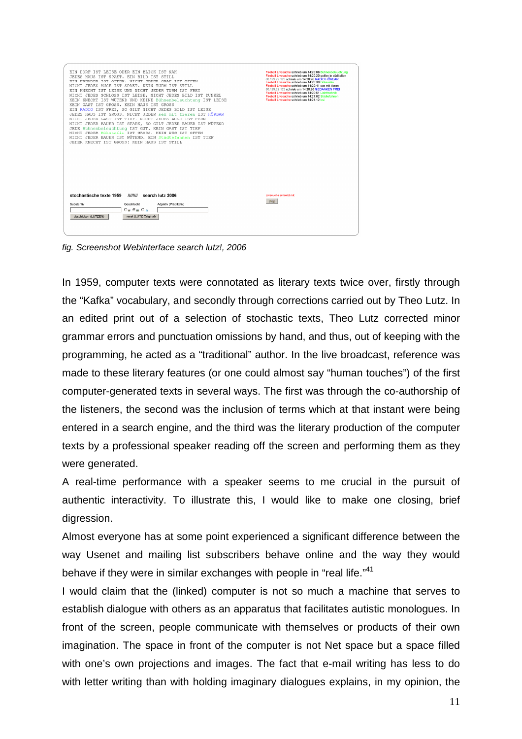*fig. Screenshot Webinterface search lutz!, 2006*

In 1959, computer texts were connotated as literary texts twice over, firstly through the "Kafka" vocabulary, and secondly through corrections carried out by Theo Lutz. In an edited print out of a selection of stochastic texts, Theo Lutz corrected minor grammar errors and punctuation omissions by hand, and thus, out of keeping with the programming, he acted as a "traditional" author. In the live broadcast, reference was made to these literary features (or one could almost say "human touches") of the first computer-generated texts in several ways. The first was through the co-authorship of the listeners, the second was the inclusion of terms which at that instant were being entered in a search engine, and the third was the literary production of the computer texts by a professional speaker reading off the screen and performing them as they were generated.

A real-time performance with a speaker seems to me crucial in the pursuit of authentic interactivity. To illustrate this, I would like to make one closing, brief digression.

Almost everyone has at some point experienced a significant difference between the way Usenet and mailing list subscribers behave online and the way they would behave if they were in similar exchanges with people in "real life."[41]

I would claim that the (linked) computer is not so much a machine that serves to establish dialogue with others as an apparatus that facilitates autistic monologues. In front of the screen, people communicate with themselves or products of their own imagination. The space in front of the computer is not Net space but a space filled with one's own projections and images. The fact that e-mail writing has less to do with letter writing than with holding imaginary dialogues explains, in my opinion, the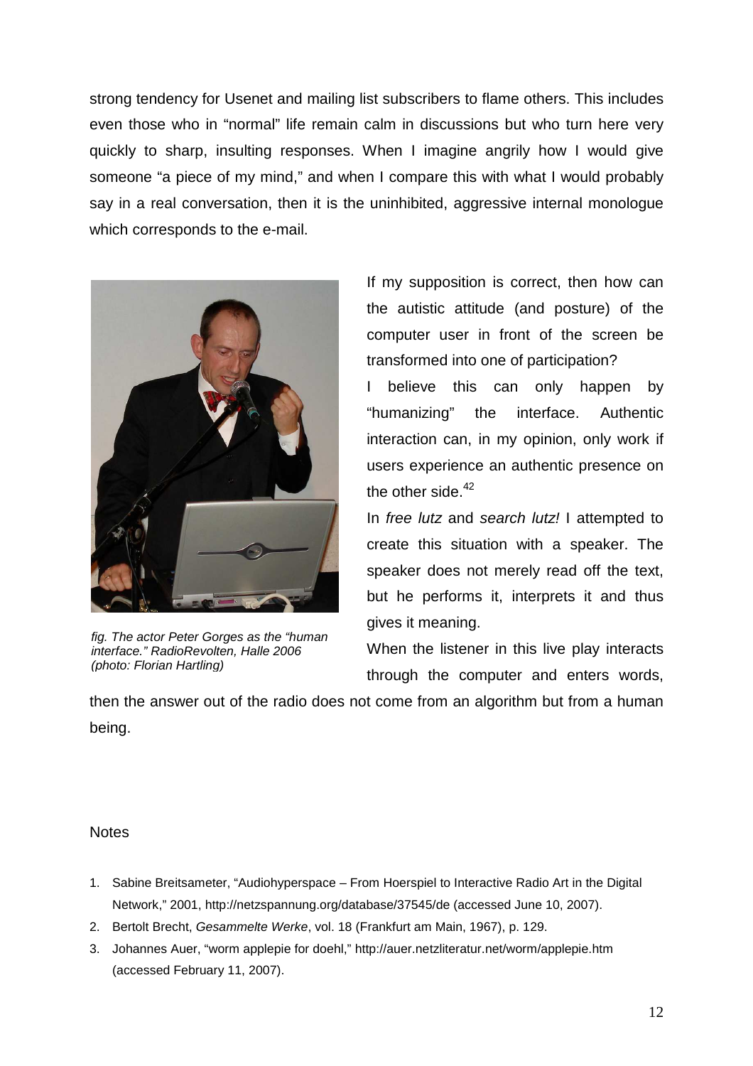strong tendency for Usenet and mailing list subscribers to flame others. This includes even those who in "normal" life remain calm in discussions but who turn here very quickly to sharp, insulting responses. When I imagine angrily how I would give someone "a piece of my mind," and when I compare this with what I would probably say in a real conversation, then it is the uninhibited, aggressive internal monologue which corresponds to the e-mail.

*fig. The actor Peter Gorges as the "human interface." RadioRevolten, Halle 2006 (photo: Florian Hartling)*

If my supposition is correct, then how can the autistic attitude (and posture) of the computer user in front of the screen be transformed into one of participation?

I believe this can only happen by "humanizing" the interface. Authentic interaction can, in my opinion, only work if users experience an authentic presence on the other side.[42]

In *free lutz* and *search lutz!* I attempted to create this situation with a speaker. The speaker does not merely read off the text, but he performs it, interprets it and thus gives it meaning.

When the listener in this live play interacts through the computer and enters words, then the answer out of the radio does not come from an algorithm but from a human being.

## Notes

1. Sabine Breitsameter, "Audiohyperspace – From Hoerspiel to Interactive Radio Art in the Digital Network," 2001, http://netzspannung.org/database/37545/de (accessed June 10, 2007).
2. Bertolt Brecht, *Gesammelte Werke*, vol. 18 (Frankfurt am Main, 1967), p. 129.
3. Johannes Auer, "worm applepie for doehl," http://auer.netzliteratur.net/worm/applepie.htm (accessed February 11, 2007).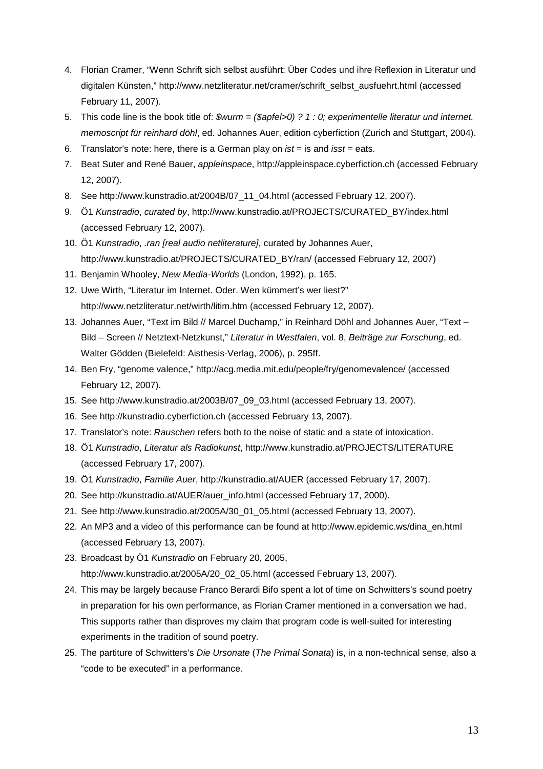4. Florian Cramer, “Wenn Schrift sich selbst ausführt: Über Codes und ihre Reflexion in Literatur und digitalen Künsten,” http://www.netzliteratur.net/cramer/schrift_selbst_ausfuehrt.html (accessed February 11, 2007).
5. This code line is the book title of: *$wurm = ($apfel>0) ? 1 : 0; experimentelle literatur und internet. memoscript für reinhard döhl*, ed. Johannes Auer, edition cyberfiction (Zurich and Stuttgart, 2004).
6. Translator's note: here, there is a German play on *ist* = is and *isst* = eats.
7. Beat Suter and René Bauer, *appleinspace*, http://appleinspace.cyberfiction.ch (accessed February 12, 2007).
8. See http://www.kunstradio.at/2004B/07_11_04.html (accessed February 12, 2007).
9. Ö1 *Kunstradio*, *curated by*, http://www.kunstradio.at/PROJECTS/CURATED_BY/index.html (accessed February 12, 2007).
10. Ö1 *Kunstradio*, *.ran [real audio netliterature]*, curated by Johannes Auer, http://www.kunstradio.at/PROJECTS/CURATED_BY/ran/ (accessed February 12, 2007)
11. Benjamin Whooley, *New Media-Worlds* (London, 1992), p. 165.
12. Uwe Wirth, “Literatur im Internet. Oder. Wen kümmert's wer liest?” http://www.netzliteratur.net/wirth/litim.htm (accessed February 12, 2007).
13. Johannes Auer, “Text im Bild // Marcel Duchamp,” in Reinhard Döhl and Johannes Auer, “Text – Bild – Screen // Netztext-Netzkunst,” *Literatur in Westfalen*, vol. 8, *Beiträge zur Forschung*, ed. Walter Gödden (Bielefeld: Aisthesis-Verlag, 2006), p. 295ff.
14. Ben Fry, “genome valence,” http://acg.media.mit.edu/people/fry/genomevalence/ (accessed February 12, 2007).
15. See http://www.kunstradio.at/2003B/07_09_03.html (accessed February 13, 2007).
16. See http://kunstradio.cyberfiction.ch (accessed February 13, 2007).
17. Translator's note: *Rauschen* refers both to the noise of static and a state of intoxication.
18. Ö1 *Kunstradio*, *Literatur als Radiokunst*, http://www.kunstradio.at/PROJECTS/LITERATURE (accessed February 17, 2007).
19. Ö1 *Kunstradio*, *Familie Auer*, http://kunstradio.at/AUER (accessed February 17, 2007).
20. See http://kunstradio.at/AUER/auer_info.html (accessed February 17, 2000).
21. See http://www.kunstradio.at/2005A/30_01_05.html (accessed February 13, 2007).
22. An MP3 and a video of this performance can be found at http://www.epidemic.ws/dina_en.html (accessed February 13, 2007).
23. Broadcast by Ö1 *Kunstradio* on February 20, 2005, http://www.kunstradio.at/2005A/20_02_05.html (accessed February 13, 2007).
24. This may be largely because Franco Berardi Bifo spent a lot of time on Schwitters's sound poetry in preparation for his own performance, as Florian Cramer mentioned in a conversation we had. This supports rather than disproves my claim that program code is well-suited for interesting experiments in the tradition of sound poetry.
25. The partiture of Schwitters's *Die Ursonate* (*The Primal Sonata*) is, in a non-technical sense, also a “code to be executed” in a performance.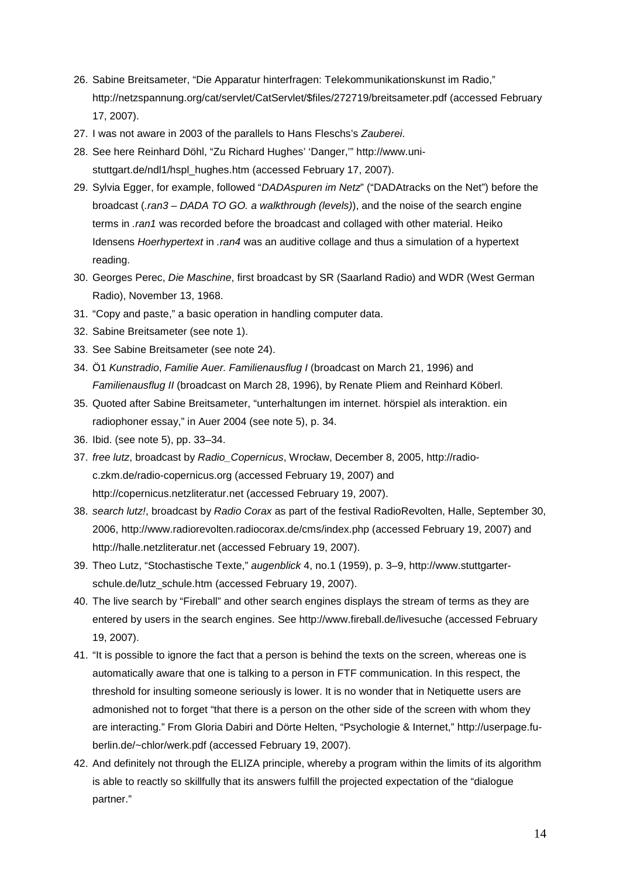26. Sabine Breitsameter, “Die Apparatur hinterfragen: Telekommunikationskunst im Radio,” http://netzspannung.org/cat/servlet/CatServlet/$files/272719/breitsameter.pdf (accessed February 17, 2007).
27. I was not aware in 2003 of the parallels to Hans Fleschs’s *Zauberei*.
28. See here Reinhard Döhl, “Zu Richard Hughes’ ‘Danger,’” http://www.uni-stuttgart.de/ndl1/hspl_hughes.htm (accessed February 17, 2007).
29. Sylvia Egger, for example, followed “*DADAspuren im Netz*” (“DADAtracks on the Net”) before the broadcast (*.ran3 – DADA TO GO. a walkthrough (levels)*), and the noise of the search engine terms in *.ran1* was recorded before the broadcast and collaged with other material. Heiko Idensens *Hoerhypertext* in *.ran4* was an auditive collage and thus a simulation of a hypertext reading.
30. Georges Perec, *Die Maschine*, first broadcast by SR (Saarland Radio) and WDR (West German Radio), November 13, 1968.
31. “Copy and paste,” a basic operation in handling computer data.
32. Sabine Breitsameter (see note 1).
33. See Sabine Breitsameter (see note 24).
34. Ö1 *Kunstradio*, *Familie Auer. Familienausflug I* (broadcast on March 21, 1996) and *Familienausflug II* (broadcast on March 28, 1996), by Renate Pliem and Reinhard Köberl.
35. Quoted after Sabine Breitsameter, “unterhaltungen im internet. hörspiel als interaktion. ein radiophoner essay,” in Auer 2004 (see note 5), p. 34.
36. Ibid. (see note 5), pp. 33–34.
37. *free lutz*, broadcast by *Radio_Copernicus*, Wrocław, December 8, 2005, http://radio-c.zkm.de/radio-copernicus.org (accessed February 19, 2007) and http://copernicus.netzliteratur.net (accessed February 19, 2007).
38. *search lutz!*, broadcast by *Radio Corax* as part of the festival RadioRevolten, Halle, September 30, 2006, http://www.radiorevolten.radiocorax.de/cms/index.php (accessed February 19, 2007) and http://halle.netzliteratur.net (accessed February 19, 2007).
39. Theo Lutz, “Stochastische Texte,” *augenblick* 4, no.1 (1959), p. 3–9, http://www.stuttgarter-schule.de/lutz_schule.htm (accessed February 19, 2007).
40. The live search by “Fireball” and other search engines displays the stream of terms as they are entered by users in the search engines. See http://www.fireball.de/livesuche (accessed February 19, 2007).
41. “It is possible to ignore the fact that a person is behind the texts on the screen, whereas one is automatically aware that one is talking to a person in FTF communication. In this respect, the threshold for insulting someone seriously is lower. It is no wonder that in Netiquette users are admonished not to forget “that there is a person on the other side of the screen with whom they are interacting.” From Gloria Dabiri and Dörte Helten, “Psychologie & Internet,” http://userpage.fu-berlin.de/~chlor/werk.pdf (accessed February 19, 2007).
42. And definitely not through the ELIZA principle, whereby a program within the limits of its algorithm is able to reactly so skillfully that its answers fulfill the projected expectation of the “dialogue partner.”